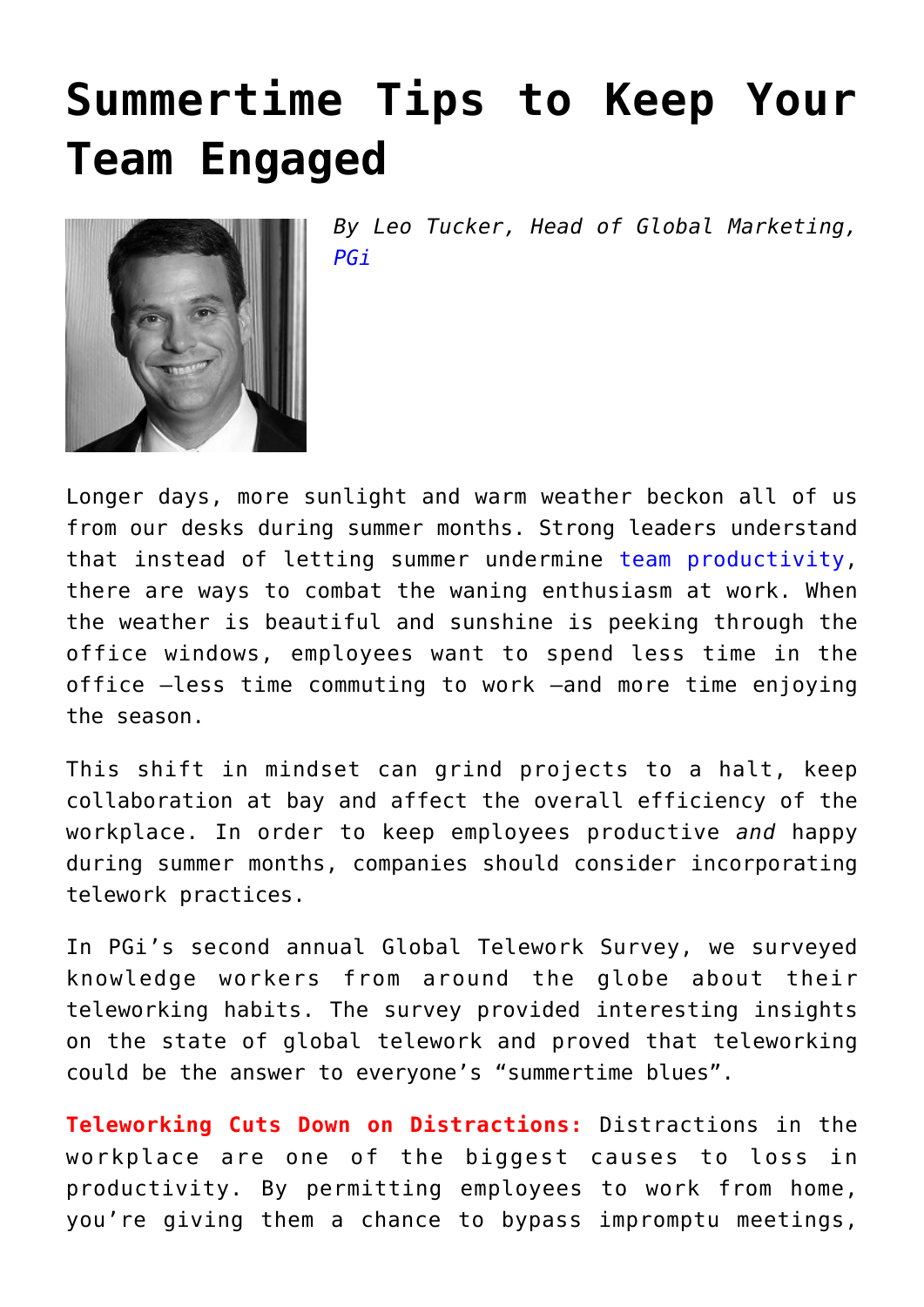# Summertime Tips to Keep Your Team Engaged

*By Leo Tucker, Head of Global Marketing, PGi*

Longer days, more sunlight and warm weather beckon all of us from our desks during summer months. Strong leaders understand that instead of letting summer undermine team productivity, there are ways to combat the waning enthusiasm at work. When the weather is beautiful and sunshine is peeking through the office windows, employees want to spend less time in the office –less time commuting to work –and more time enjoying the season.

This shift in mindset can grind projects to a halt, keep collaboration at bay and affect the overall efficiency of the workplace. In order to keep employees productive *and* happy during summer months, companies should consider incorporating telework practices.

In PGi's second annual Global Telework Survey, we surveyed knowledge workers from around the globe about their teleworking habits. The survey provided interesting insights on the state of global telework and proved that teleworking could be the answer to everyone's "summertime blues".

**Teleworking Cuts Down on Distractions:** Distractions in the workplace are one of the biggest causes to loss in productivity. By permitting employees to work from home, you're giving them a chance to bypass impromptu meetings,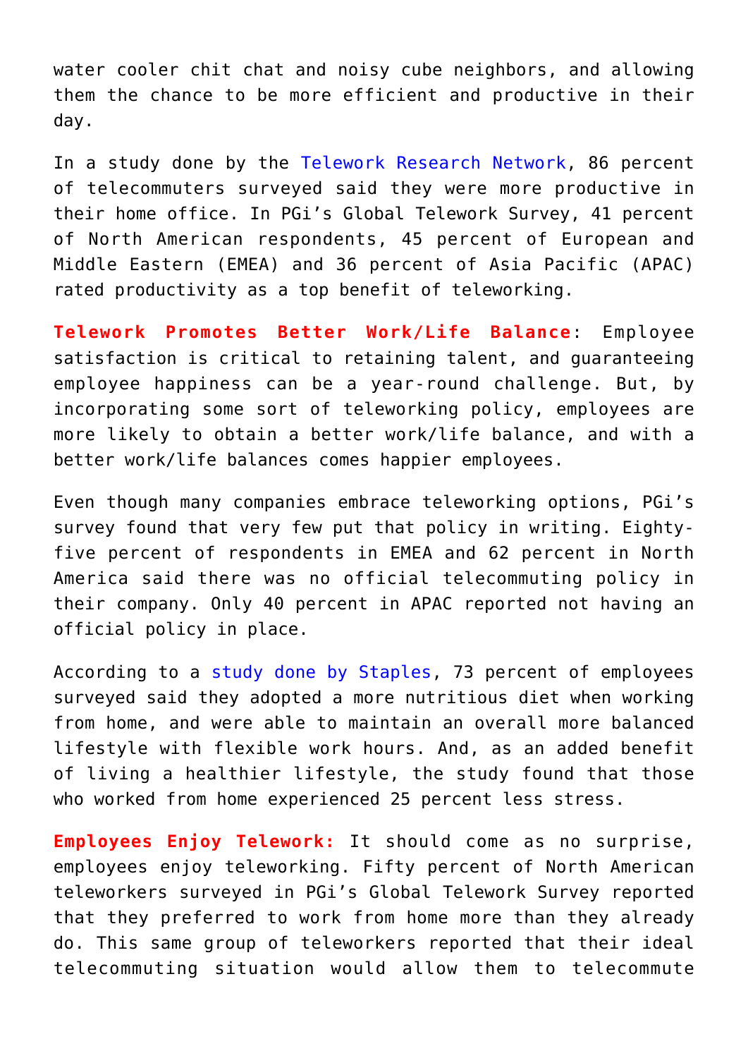water cooler chit chat and noisy cube neighbors, and allowing them the chance to be more efficient and productive in their day.

In a study done by the Telework Research Network, 86 percent of telecommuters surveyed said they were more productive in their home office. In PGi's Global Telework Survey, 41 percent of North American respondents, 45 percent of European and Middle Eastern (EMEA) and 36 percent of Asia Pacific (APAC) rated productivity as a top benefit of teleworking.

**Telework Promotes Better Work/Life Balance**: Employee satisfaction is critical to retaining talent, and guaranteeing employee happiness can be a year-round challenge. But, by incorporating some sort of teleworking policy, employees are more likely to obtain a better work/life balance, and with a better work/life balances comes happier employees.

Even though many companies embrace teleworking options, PGi's survey found that very few put that policy in writing. Eighty-five percent of respondents in EMEA and 62 percent in North America said there was no official telecommuting policy in their company. Only 40 percent in APAC reported not having an official policy in place.

According to a study done by Staples, 73 percent of employees surveyed said they adopted a more nutritious diet when working from home, and were able to maintain an overall more balanced lifestyle with flexible work hours. And, as an added benefit of living a healthier lifestyle, the study found that those who worked from home experienced 25 percent less stress.

**Employees Enjoy Telework:** It should come as no surprise, employees enjoy teleworking. Fifty percent of North American teleworkers surveyed in PGi's Global Telework Survey reported that they preferred to work from home more than they already do. This same group of teleworkers reported that their ideal telecommuting situation would allow them to telecommute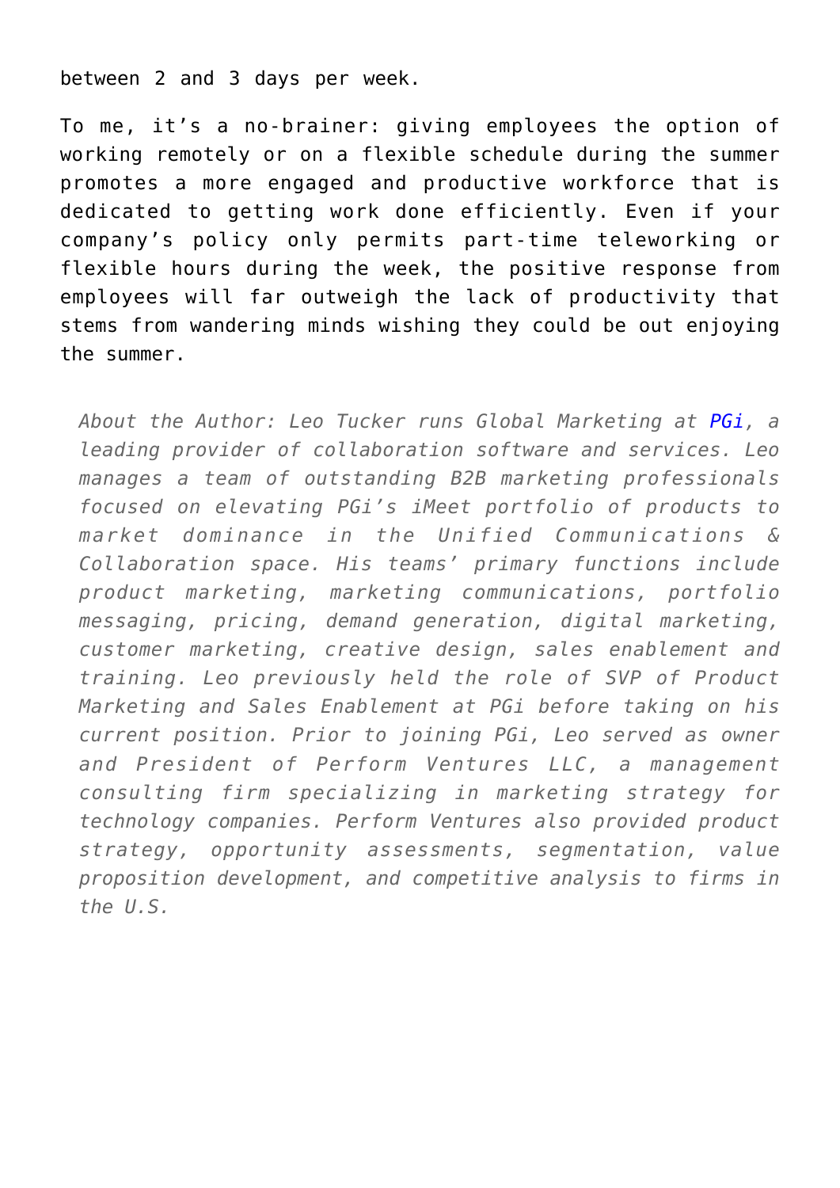between 2 and 3 days per week.

To me, it’s a no-brainer: giving employees the option of working remotely or on a flexible schedule during the summer promotes a more engaged and productive workforce that is dedicated to getting work done efficiently. Even if your company’s policy only permits part-time teleworking or flexible hours during the week, the positive response from employees will far outweigh the lack of productivity that stems from wandering minds wishing they could be out enjoying the summer.

*About the Author: Leo Tucker runs Global Marketing at PGi, a leading provider of collaboration software and services. Leo manages a team of outstanding B2B marketing professionals focused on elevating PGi’s iMeet portfolio of products to market dominance in the Unified Communications & Collaboration space. His teams’ primary functions include product marketing, marketing communications, portfolio messaging, pricing, demand generation, digital marketing, customer marketing, creative design, sales enablement and training. Leo previously held the role of SVP of Product Marketing and Sales Enablement at PGi before taking on his current position. Prior to joining PGi, Leo served as owner and President of Perform Ventures LLC, a management consulting firm specializing in marketing strategy for technology companies. Perform Ventures also provided product strategy, opportunity assessments, segmentation, value proposition development, and competitive analysis to firms in the U.S.*